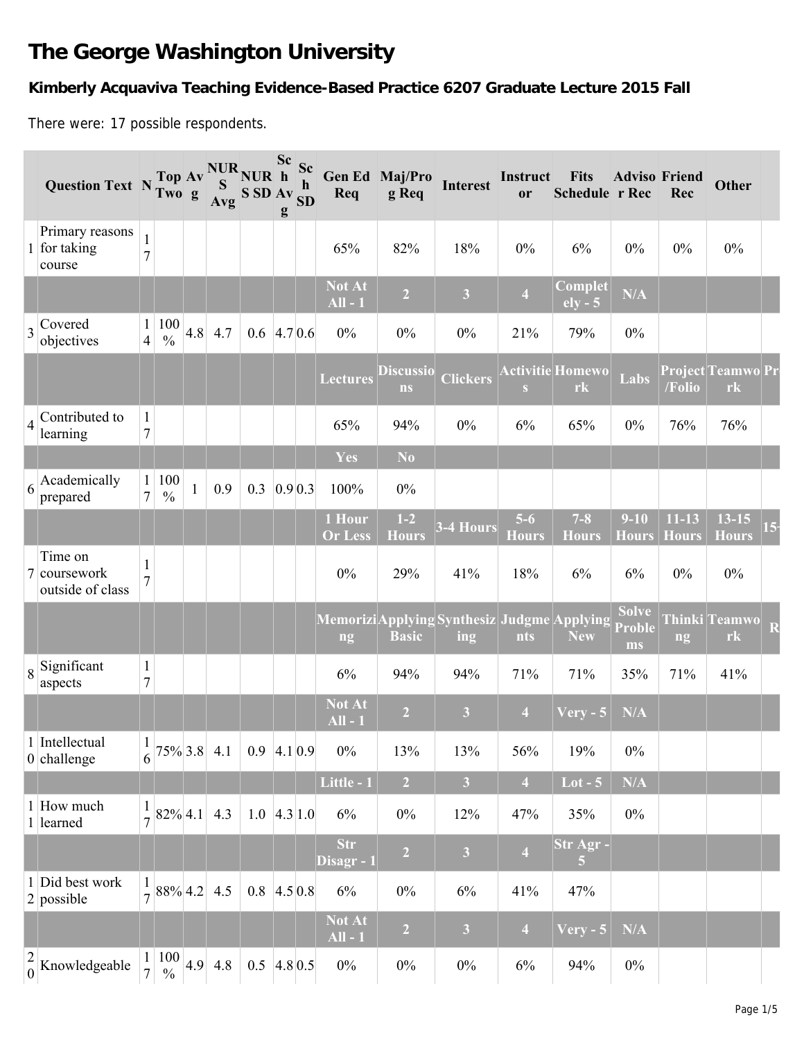# The George Washington University

### Kimberly Acquaviva Teaching Evidence-Based Practice 6207 Graduate Lecture 2015 Fall

There were: 17 possible respondents.

| | Question Text | N | Top Two | Avg | NURS Avg | NURS SD | Sch Avg | Sch SD | Gen Ed Req | Maj/Prog Req | Interest | Instructor | Fits Schedule | Advisor Rec | Friend Rec | Other | |
|---|---|---|---|---|---|---|---|---|---|---|---|---|---|---|---|---|---|
| 1 | Primary reasons for taking course | 17 | | | | | | | 65% | 82% | 18% | 0% | 6% | 0% | 0% | 0% | |
| | | | | | | | | | Not At All - 1 | 2 | 3 | 4 | Completely - 5 | N/A | | | |
| 3 | Covered objectives | 14 | 100 % | 4.8 | 4.7 | 0.6 | 4.7 | 0.6 | 0% | 0% | 0% | 21% | 79% | 0% | | | |
| | | | | | | | | | Lectures | Discussions | Clickers | Activities | Homework | Labs | Project/Folio | Teamwork | Pr |
| 4 | Contributed to learning | 17 | | | | | | | 65% | 94% | 0% | 6% | 65% | 0% | 76% | 76% | |
| | | | | | | | | | Yes | No | | | | | | | |
| 6 | Academically prepared | 17 | 100 % | 1 | 0.9 | 0.3 | 0.9 | 0.3 | 100% | 0% | | | | | | | |
| | | | | | | | | | 1 Hour Or Less | 1-2 Hours | 3-4 Hours | 5-6 Hours | 7-8 Hours | 9-10 Hours | 11-13 Hours | 13-15 Hours | 15- |
| 7 | Time on coursework outside of class | 17 | | | | | | | 0% | 29% | 41% | 18% | 6% | 6% | 0% | 0% | |
| | | | | | | | | | Memorizing | Applying Basic | Synthesizing | Judgments | Applying New | Solve Problems | Thinking | Teamwork | R |
| 8 | Significant aspects | 17 | | | | | | | 6% | 94% | 94% | 71% | 71% | 35% | 71% | 41% | |
| | | | | | | | | | Not At All - 1 | 2 | 3 | 4 | Very - 5 | N/A | | | |
| 10 | Intellectual challenge | 16 | 75% | 3.8 | 4.1 | 0.9 | 4.1 | 0.9 | 0% | 13% | 13% | 56% | 19% | 0% | | | |
| | | | | | | | | | Little - 1 | 2 | 3 | 4 | Lot - 5 | N/A | | | |
| 11 | How much learned | 17 | 82% | 4.1 | 4.3 | 1.0 | 4.3 | 1.0 | 6% | 0% | 12% | 47% | 35% | 0% | | | |
| | | | | | | | | | Str Disagr - 1 | 2 | 3 | 4 | Str Agr - 5 | | | | |
| 12 | Did best work possible | 17 | 88% | 4.2 | 4.5 | 0.8 | 4.5 | 0.8 | 6% | 0% | 6% | 41% | 47% | | | | |
| | | | | | | | | | Not At All - 1 | 2 | 3 | 4 | Very - 5 | N/A | | | |
| 20 | Knowledgeable | 17 | 100 % | 4.9 | 4.8 | 0.5 | 4.8 | 0.5 | 0% | 0% | 0% | 6% | 94% | 0% | | | |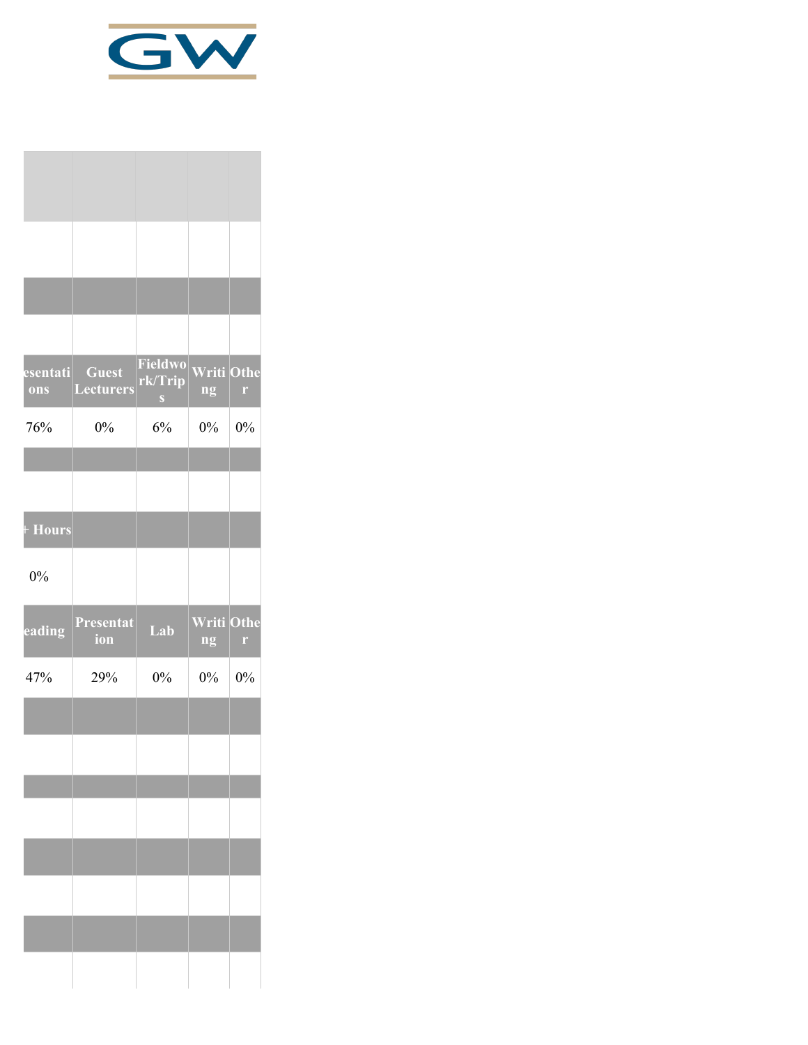| esentations | Guest Lecturers | Fieldwork/Trips | Writing | Other |
| --- | --- | --- | --- | --- |
| 76% | 0% | 6% | 0% | 0% |

| + Hours | | | | |
| --- | --- | --- | --- | --- |
| 0% | | | | |

| eading | Presentation | Lab | Writing | Other |
| --- | --- | --- | --- | --- |
| 47% | 29% | 0% | 0% | 0% |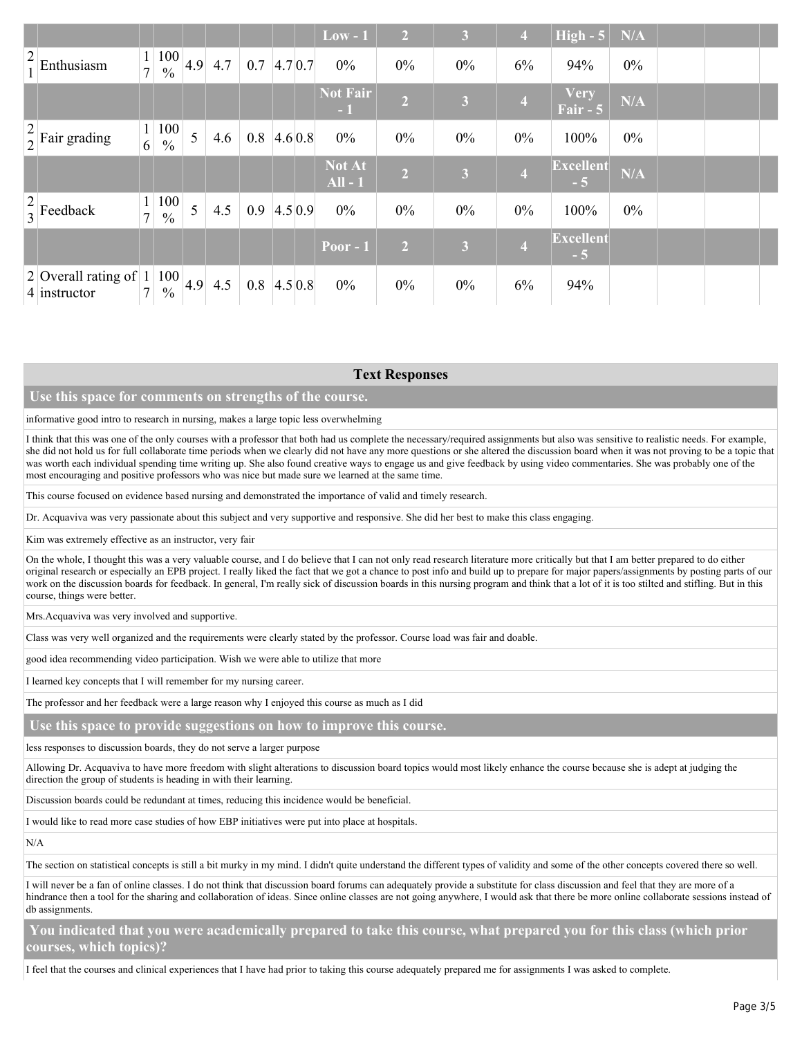| | | | | | | | | | | Low - 1 | 2 | 3 | 4 | High - 5 | N/A | | | |
|---|---|---|---|---|---|---|---|---|---|---|---|---|---|---|---|---|---|---|
| 21 | Enthusiasm | 17 | 100 % | 4.9 | 4.7 | 0.7 | 4.7 | 0.7 | | 0% | 0% | 0% | 6% | 94% | 0% | | | |
| | | | | | | | | | | Not Fair - 1 | 2 | 3 | 4 | Very Fair - 5 | N/A | | | |
| 22 | Fair grading | 16 | 100 % | 5 | 4.6 | 0.8 | 4.6 | 0.8 | | 0% | 0% | 0% | 0% | 100% | 0% | | | |
| | | | | | | | | | | Not At All - 1 | 2 | 3 | 4 | Excellent - 5 | N/A | | | |
| 23 | Feedback | 17 | 100 % | 5 | 4.5 | 0.9 | 4.5 | 0.9 | | 0% | 0% | 0% | 0% | 100% | 0% | | | |
| | | | | | | | | | | Poor - 1 | 2 | 3 | 4 | Excellent - 5 | | | | |
| 24 | Overall rating of instructor | 17 | 100 % | 4.9 | 4.5 | 0.8 | 4.5 | 0.8 | | 0% | 0% | 0% | 6% | 94% | | | | |

## Text Responses

### Use this space for comments on strengths of the course.

informative good intro to research in nursing, makes a large topic less overwhelming

I think that this was one of the only courses with a professor that both had us complete the necessary/required assignments but also was sensitive to realistic needs. For example, she did not hold us for full collaborate time periods when we clearly did not have any more questions or she altered the discussion board when it was not proving to be a topic that was worth each individual spending time writing up. She also found creative ways to engage us and give feedback by using video commentaries. She was probably one of the most encouraging and positive professors who was nice but made sure we learned at the same time.

This course focused on evidence based nursing and demonstrated the importance of valid and timely research.

Dr. Acquaviva was very passionate about this subject and very supportive and responsive. She did her best to make this class engaging.

Kim was extremely effective as an instructor, very fair

On the whole, I thought this was a very valuable course, and I do believe that I can not only read research literature more critically but that I am better prepared to do either original research or especially an EPB project. I really liked the fact that we got a chance to post info and build up to prepare for major papers/assignments by posting parts of our work on the discussion boards for feedback. In general, I'm really sick of discussion boards in this nursing program and think that a lot of it is too stilted and stifling. But in this course, things were better.

Mrs.Acquaviva was very involved and supportive.

Class was very well organized and the requirements were clearly stated by the professor. Course load was fair and doable.

good idea recommending video participation. Wish we were able to utilize that more

I learned key concepts that I will remember for my nursing career.

The professor and her feedback were a large reason why I enjoyed this course as much as I did

### Use this space to provide suggestions on how to improve this course.

less responses to discussion boards, they do not serve a larger purpose

Allowing Dr. Acquaviva to have more freedom with slight alterations to discussion board topics would most likely enhance the course because she is adept at judging the direction the group of students is heading in with their learning.

Discussion boards could be redundant at times, reducing this incidence would be beneficial.

I would like to read more case studies of how EBP initiatives were put into place at hospitals.

N/A

The section on statistical concepts is still a bit murky in my mind. I didn't quite understand the different types of validity and some of the other concepts covered there so well.

I will never be a fan of online classes. I do not think that discussion board forums can adequately provide a substitute for class discussion and feel that they are more of a hindrance then a tool for the sharing and collaboration of ideas. Since online classes are not going anywhere, I would ask that there be more online collaborate sessions instead of db assignments.

### You indicated that you were academically prepared to take this course, what prepared you for this class (which prior courses, which topics)?

I feel that the courses and clinical experiences that I have had prior to taking this course adequately prepared me for assignments I was asked to complete.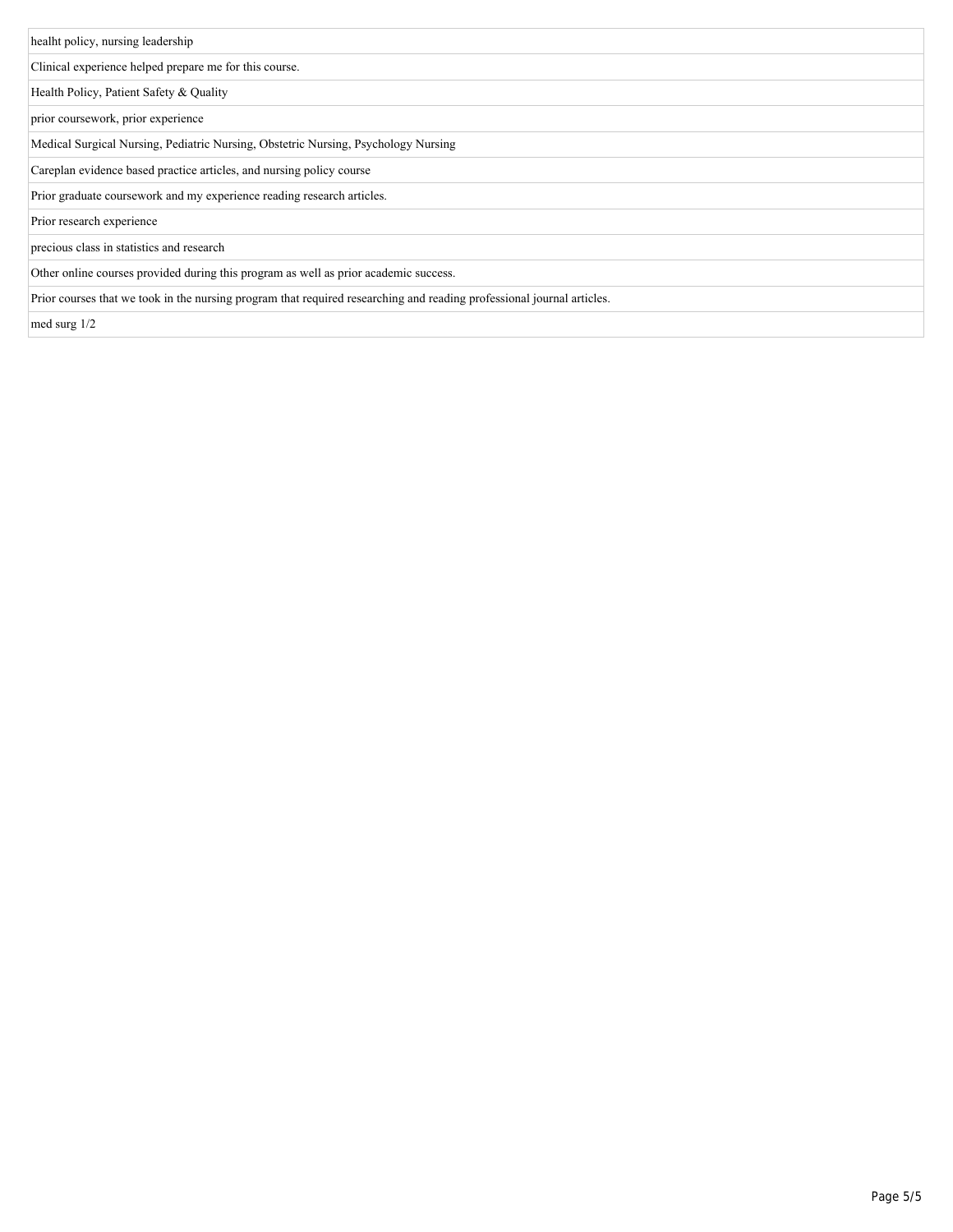| |
|---|
| healht policy, nursing leadership |
| Clinical experience helped prepare me for this course. |
| Health Policy, Patient Safety & Quality |
| prior coursework, prior experience |
| Medical Surgical Nursing, Pediatric Nursing, Obstetric Nursing, Psychology Nursing |
| Careplan evidence based practice articles, and nursing policy course |
| Prior graduate coursework and my experience reading research articles. |
| Prior research experience |
| precious class in statistics and research |
| Other online courses provided during this program as well as prior academic success. |
| Prior courses that we took in the nursing program that required researching and reading professional journal articles. |
| med surg 1/2 |